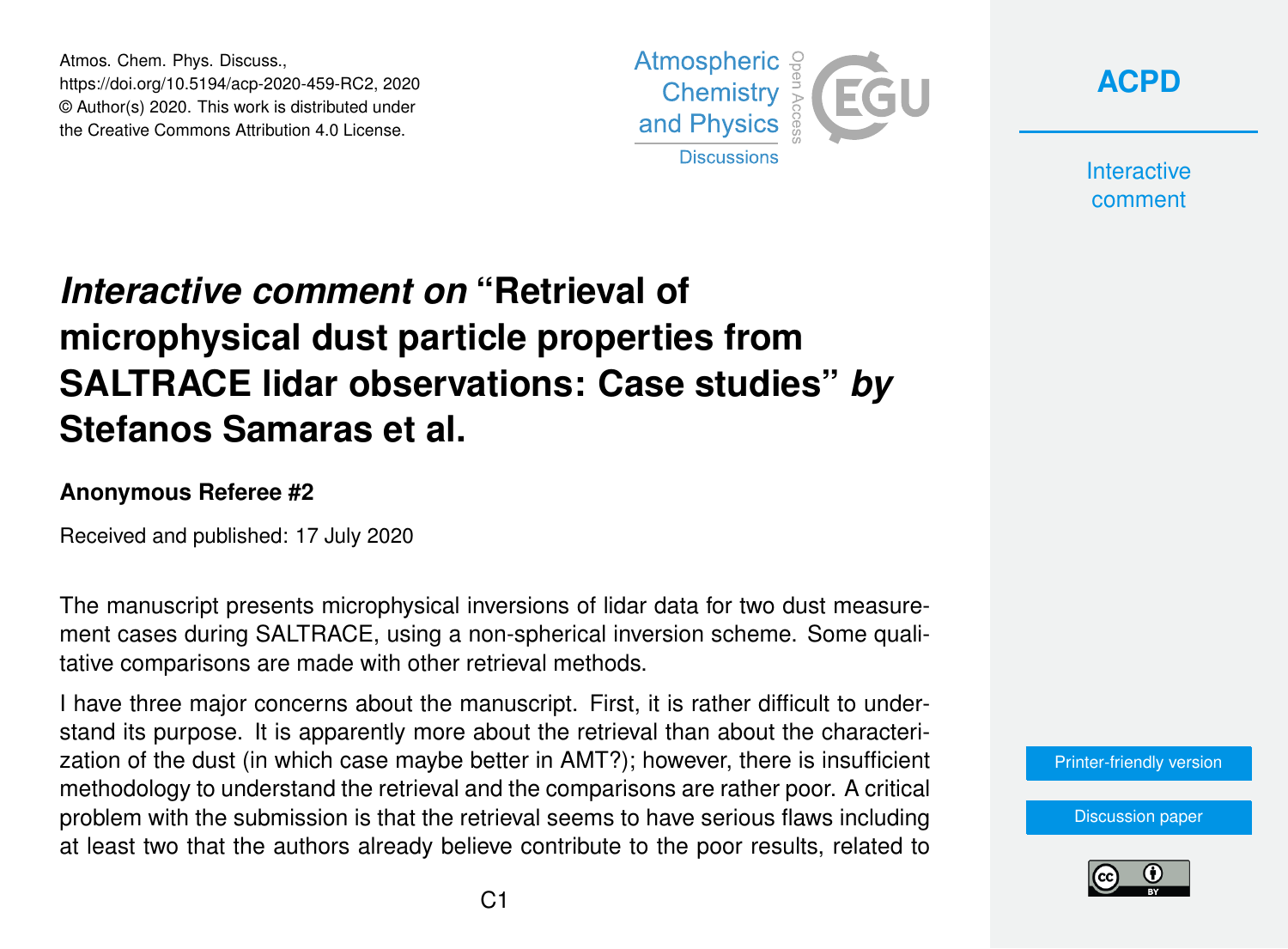Atmos. Chem. Phys. Discuss.,
https://doi.org/10.5194/acp-2020-459-RC2, 2020
© Author(s) 2020. This work is distributed under
the Creative Commons Attribution 4.0 License.

# *Interactive comment on* "Retrieval of microphysical dust particle properties from SALTRACE lidar observations: Case studies" *by* Stefanos Samaras et al.

### Anonymous Referee #2

Received and published: 17 July 2020

The manuscript presents microphysical inversions of lidar data for two dust measurement cases during SALTRACE, using a non-spherical inversion scheme. Some qualitative comparisons are made with other retrieval methods.

I have three major concerns about the manuscript. First, it is rather difficult to understand its purpose. It is apparently more about the retrieval than about the characterization of the dust (in which case maybe better in AMT?); however, there is insufficient methodology to understand the retrieval and the comparisons are rather poor. A critical problem with the submission is that the retrieval seems to have serious flaws including at least two that the authors already believe contribute to the poor results, related to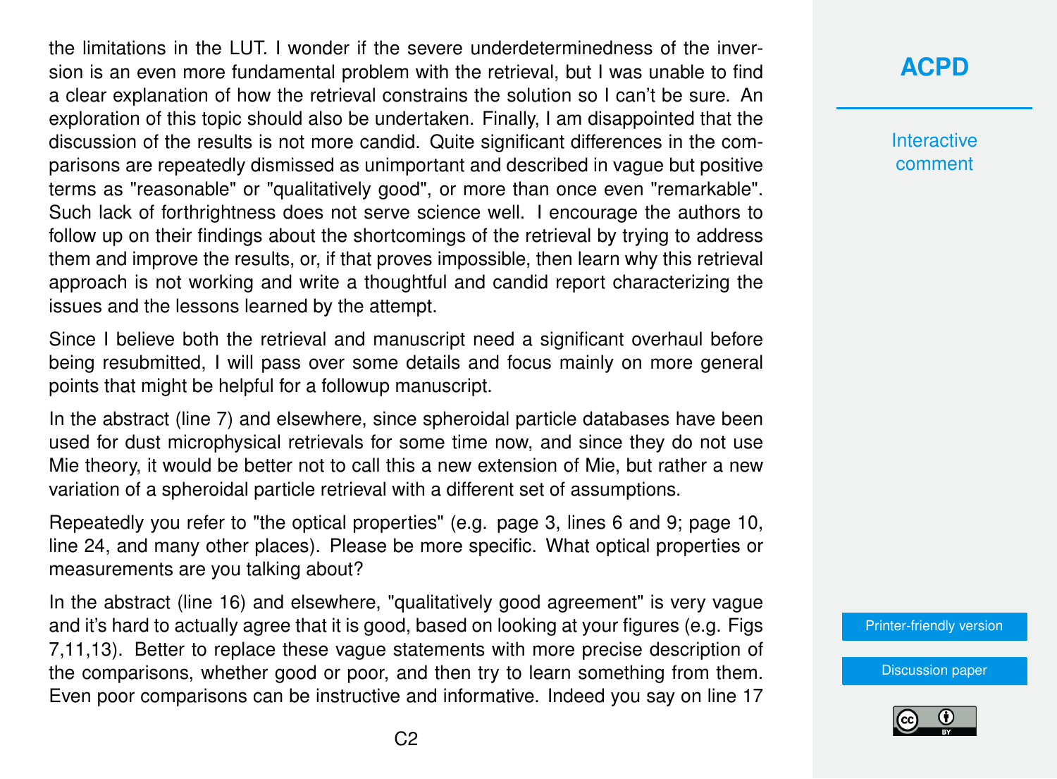the limitations in the LUT. I wonder if the severe underdeterminedness of the inversion is an even more fundamental problem with the retrieval, but I was unable to find a clear explanation of how the retrieval constrains the solution so I can't be sure. An exploration of this topic should also be undertaken. Finally, I am disappointed that the discussion of the results is not more candid. Quite significant differences in the comparisons are repeatedly dismissed as unimportant and described in vague but positive terms as "reasonable" or "qualitatively good", or more than once even "remarkable". Such lack of forthrightness does not serve science well. I encourage the authors to follow up on their findings about the shortcomings of the retrieval by trying to address them and improve the results, or, if that proves impossible, then learn why this retrieval approach is not working and write a thoughtful and candid report characterizing the issues and the lessons learned by the attempt.

Since I believe both the retrieval and manuscript need a significant overhaul before being resubmitted, I will pass over some details and focus mainly on more general points that might be helpful for a followup manuscript.

In the abstract (line 7) and elsewhere, since spheroidal particle databases have been used for dust microphysical retrievals for some time now, and since they do not use Mie theory, it would be better not to call this a new extension of Mie, but rather a new variation of a spheroidal particle retrieval with a different set of assumptions.

Repeatedly you refer to "the optical properties" (e.g. page 3, lines 6 and 9; page 10, line 24, and many other places). Please be more specific. What optical properties or measurements are you talking about?

In the abstract (line 16) and elsewhere, "qualitatively good agreement" is very vague and it's hard to actually agree that it is good, based on looking at your figures (e.g. Figs 7,11,13). Better to replace these vague statements with more precise description of the comparisons, whether good or poor, and then try to learn something from them. Even poor comparisons can be instructive and informative. Indeed you say on line 17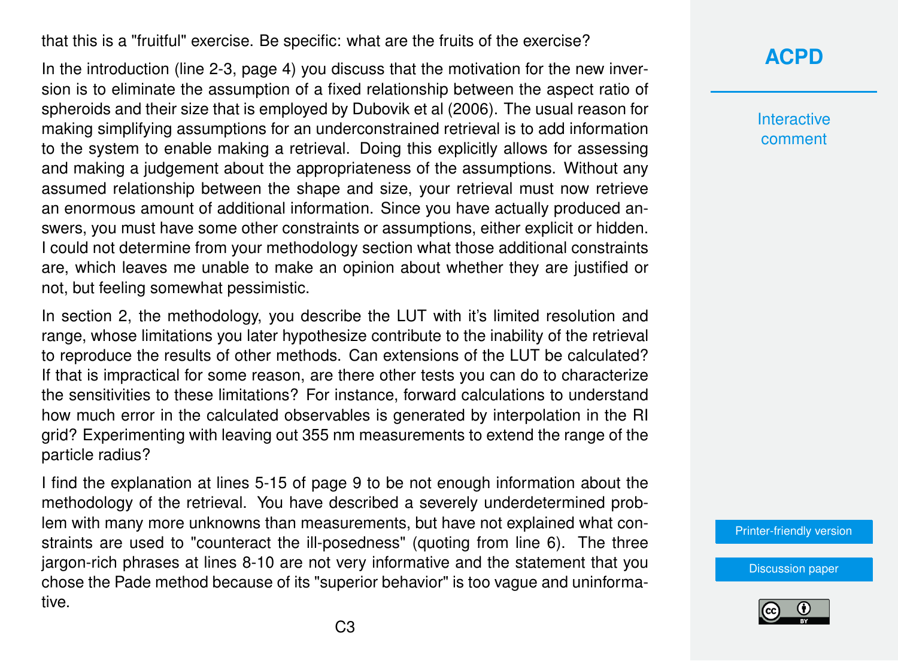that this is a "fruitful" exercise. Be specific: what are the fruits of the exercise?

In the introduction (line 2-3, page 4) you discuss that the motivation for the new inversion is to eliminate the assumption of a fixed relationship between the aspect ratio of spheroids and their size that is employed by Dubovik et al (2006). The usual reason for making simplifying assumptions for an underconstrained retrieval is to add information to the system to enable making a retrieval. Doing this explicitly allows for assessing and making a judgement about the appropriateness of the assumptions. Without any assumed relationship between the shape and size, your retrieval must now retrieve an enormous amount of additional information. Since you have actually produced answers, you must have some other constraints or assumptions, either explicit or hidden. I could not determine from your methodology section what those additional constraints are, which leaves me unable to make an opinion about whether they are justified or not, but feeling somewhat pessimistic.

In section 2, the methodology, you describe the LUT with it's limited resolution and range, whose limitations you later hypothesize contribute to the inability of the retrieval to reproduce the results of other methods. Can extensions of the LUT be calculated? If that is impractical for some reason, are there other tests you can do to characterize the sensitivities to these limitations? For instance, forward calculations to understand how much error in the calculated observables is generated by interpolation in the RI grid? Experimenting with leaving out 355 nm measurements to extend the range of the particle radius?

I find the explanation at lines 5-15 of page 9 to be not enough information about the methodology of the retrieval. You have described a severely underdetermined problem with many more unknowns than measurements, but have not explained what constraints are used to "counteract the ill-posedness" (quoting from line 6). The three jargon-rich phrases at lines 8-10 are not very informative and the statement that you chose the Pade method because of its "superior behavior" is too vague and uninformative.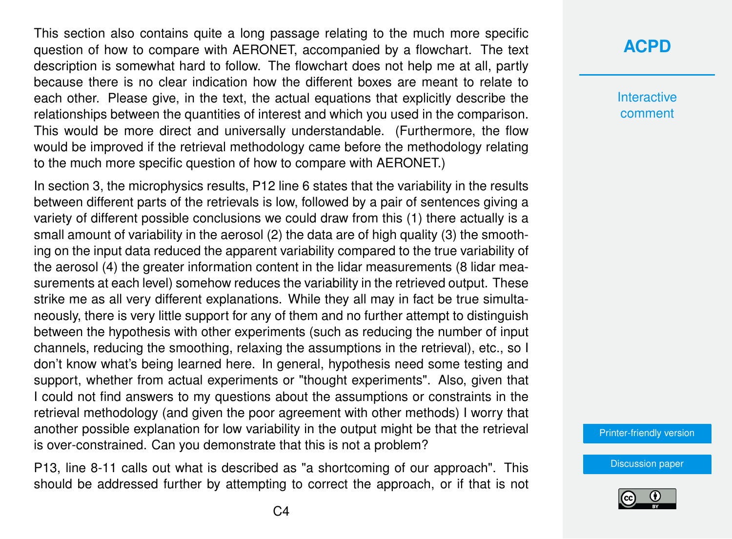This section also contains quite a long passage relating to the much more specific question of how to compare with AERONET, accompanied by a flowchart. The text description is somewhat hard to follow. The flowchart does not help me at all, partly because there is no clear indication how the different boxes are meant to relate to each other. Please give, in the text, the actual equations that explicitly describe the relationships between the quantities of interest and which you used in the comparison. This would be more direct and universally understandable. (Furthermore, the flow would be improved if the retrieval methodology came before the methodology relating to the much more specific question of how to compare with AERONET.)

In section 3, the microphysics results, P12 line 6 states that the variability in the results between different parts of the retrievals is low, followed by a pair of sentences giving a variety of different possible conclusions we could draw from this (1) there actually is a small amount of variability in the aerosol (2) the data are of high quality (3) the smoothing on the input data reduced the apparent variability compared to the true variability of the aerosol (4) the greater information content in the lidar measurements (8 lidar measurements at each level) somehow reduces the variability in the retrieved output. These strike me as all very different explanations. While they all may in fact be true simultaneously, there is very little support for any of them and no further attempt to distinguish between the hypothesis with other experiments (such as reducing the number of input channels, reducing the smoothing, relaxing the assumptions in the retrieval), etc., so I don't know what's being learned here. In general, hypothesis need some testing and support, whether from actual experiments or "thought experiments". Also, given that I could not find answers to my questions about the assumptions or constraints in the retrieval methodology (and given the poor agreement with other methods) I worry that another possible explanation for low variability in the output might be that the retrieval is over-constrained. Can you demonstrate that this is not a problem?

P13, line 8-11 calls out what is described as "a shortcoming of our approach". This should be addressed further by attempting to correct the approach, or if that is not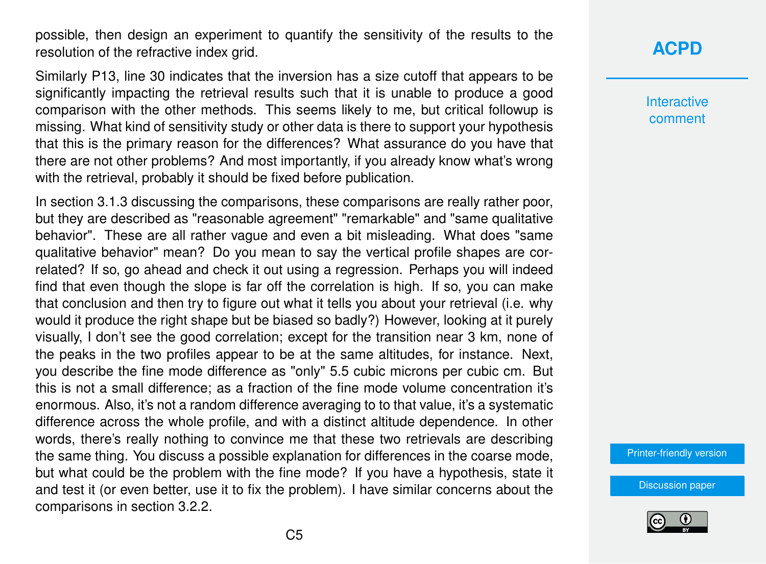possible, then design an experiment to quantify the sensitivity of the results to the resolution of the refractive index grid.

Similarly P13, line 30 indicates that the inversion has a size cutoff that appears to be significantly impacting the retrieval results such that it is unable to produce a good comparison with the other methods. This seems likely to me, but critical followup is missing. What kind of sensitivity study or other data is there to support your hypothesis that this is the primary reason for the differences? What assurance do you have that there are not other problems? And most importantly, if you already know what's wrong with the retrieval, probably it should be fixed before publication.

In section 3.1.3 discussing the comparisons, these comparisons are really rather poor, but they are described as "reasonable agreement" "remarkable" and "same qualitative behavior". These are all rather vague and even a bit misleading. What does "same qualitative behavior" mean? Do you mean to say the vertical profile shapes are correlated? If so, go ahead and check it out using a regression. Perhaps you will indeed find that even though the slope is far off the correlation is high. If so, you can make that conclusion and then try to figure out what it tells you about your retrieval (i.e. why would it produce the right shape but be biased so badly?) However, looking at it purely visually, I don't see the good correlation; except for the transition near 3 km, none of the peaks in the two profiles appear to be at the same altitudes, for instance. Next, you describe the fine mode difference as "only" 5.5 cubic microns per cubic cm. But this is not a small difference; as a fraction of the fine mode volume concentration it's enormous. Also, it's not a random difference averaging to to that value, it's a systematic difference across the whole profile, and with a distinct altitude dependence. In other words, there's really nothing to convince me that these two retrievals are describing the same thing. You discuss a possible explanation for differences in the coarse mode, but what could be the problem with the fine mode? If you have a hypothesis, state it and test it (or even better, use it to fix the problem). I have similar concerns about the comparisons in section 3.2.2.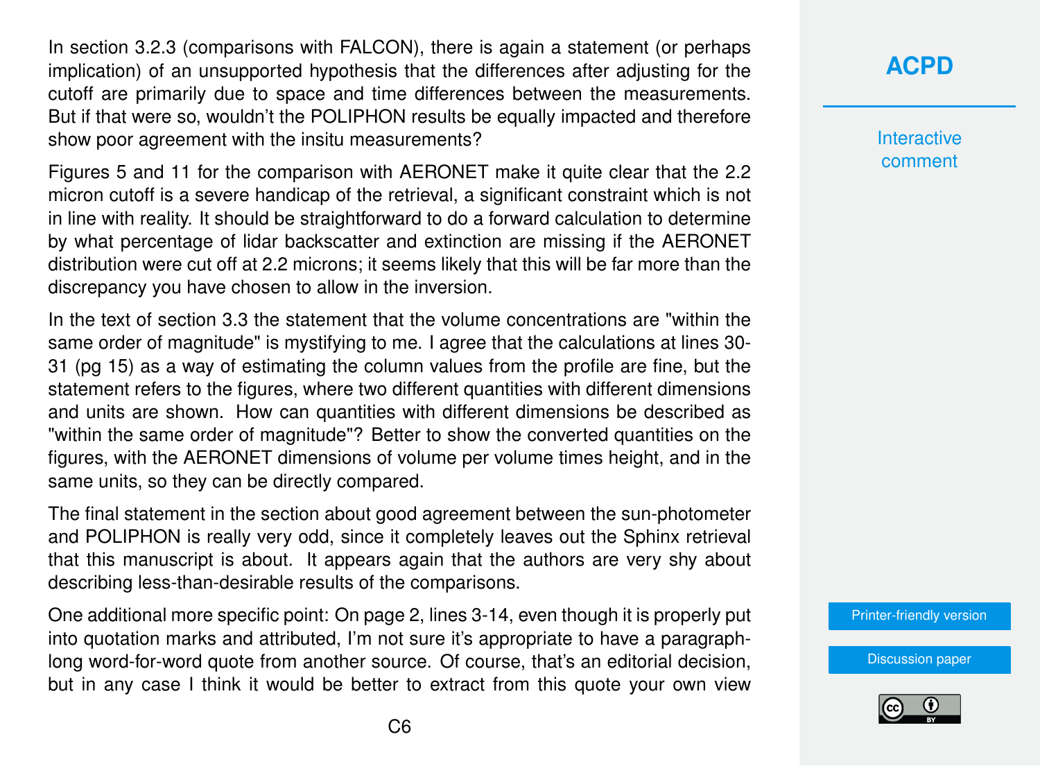In section 3.2.3 (comparisons with FALCON), there is again a statement (or perhaps implication) of an unsupported hypothesis that the differences after adjusting for the cutoff are primarily due to space and time differences between the measurements. But if that were so, wouldn't the POLIPHON results be equally impacted and therefore show poor agreement with the insitu measurements?

Figures 5 and 11 for the comparison with AERONET make it quite clear that the 2.2 micron cutoff is a severe handicap of the retrieval, a significant constraint which is not in line with reality. It should be straightforward to do a forward calculation to determine by what percentage of lidar backscatter and extinction are missing if the AERONET distribution were cut off at 2.2 microns; it seems likely that this will be far more than the discrepancy you have chosen to allow in the inversion.

In the text of section 3.3 the statement that the volume concentrations are "within the same order of magnitude" is mystifying to me. I agree that the calculations at lines 30-31 (pg 15) as a way of estimating the column values from the profile are fine, but the statement refers to the figures, where two different quantities with different dimensions and units are shown. How can quantities with different dimensions be described as "within the same order of magnitude"? Better to show the converted quantities on the figures, with the AERONET dimensions of volume per volume times height, and in the same units, so they can be directly compared.

The final statement in the section about good agreement between the sun-photometer and POLIPHON is really very odd, since it completely leaves out the Sphinx retrieval that this manuscript is about. It appears again that the authors are very shy about describing less-than-desirable results of the comparisons.

One additional more specific point: On page 2, lines 3-14, even though it is properly put into quotation marks and attributed, I'm not sure it's appropriate to have a paragraph-long word-for-word quote from another source. Of course, that's an editorial decision, but in any case I think it would be better to extract from this quote your own view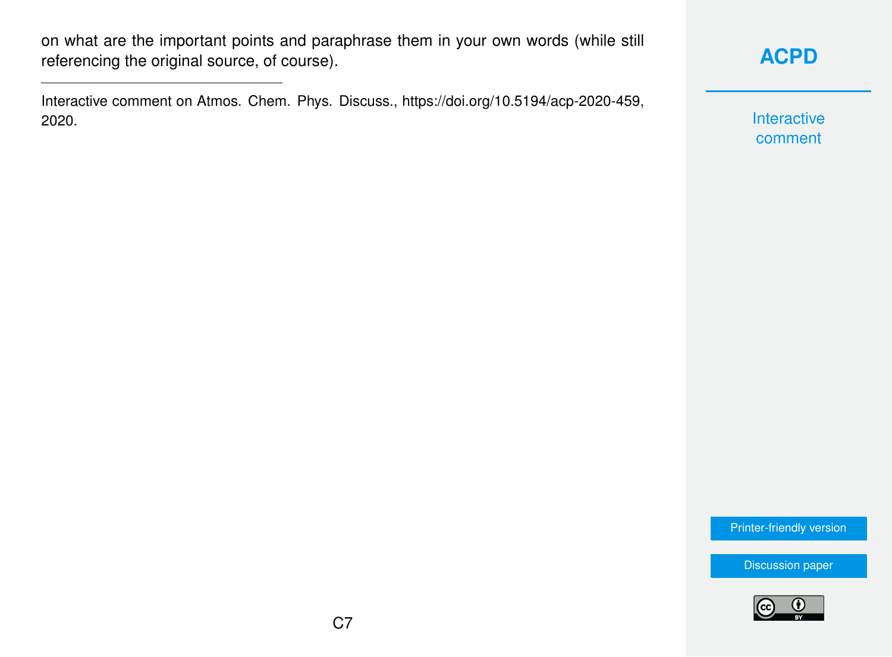on what are the important points and paraphrase them in your own words (while still referencing the original source, of course).

---

Interactive comment on Atmos. Chem. Phys. Discuss., https://doi.org/10.5194/acp-2020-459, 2020.